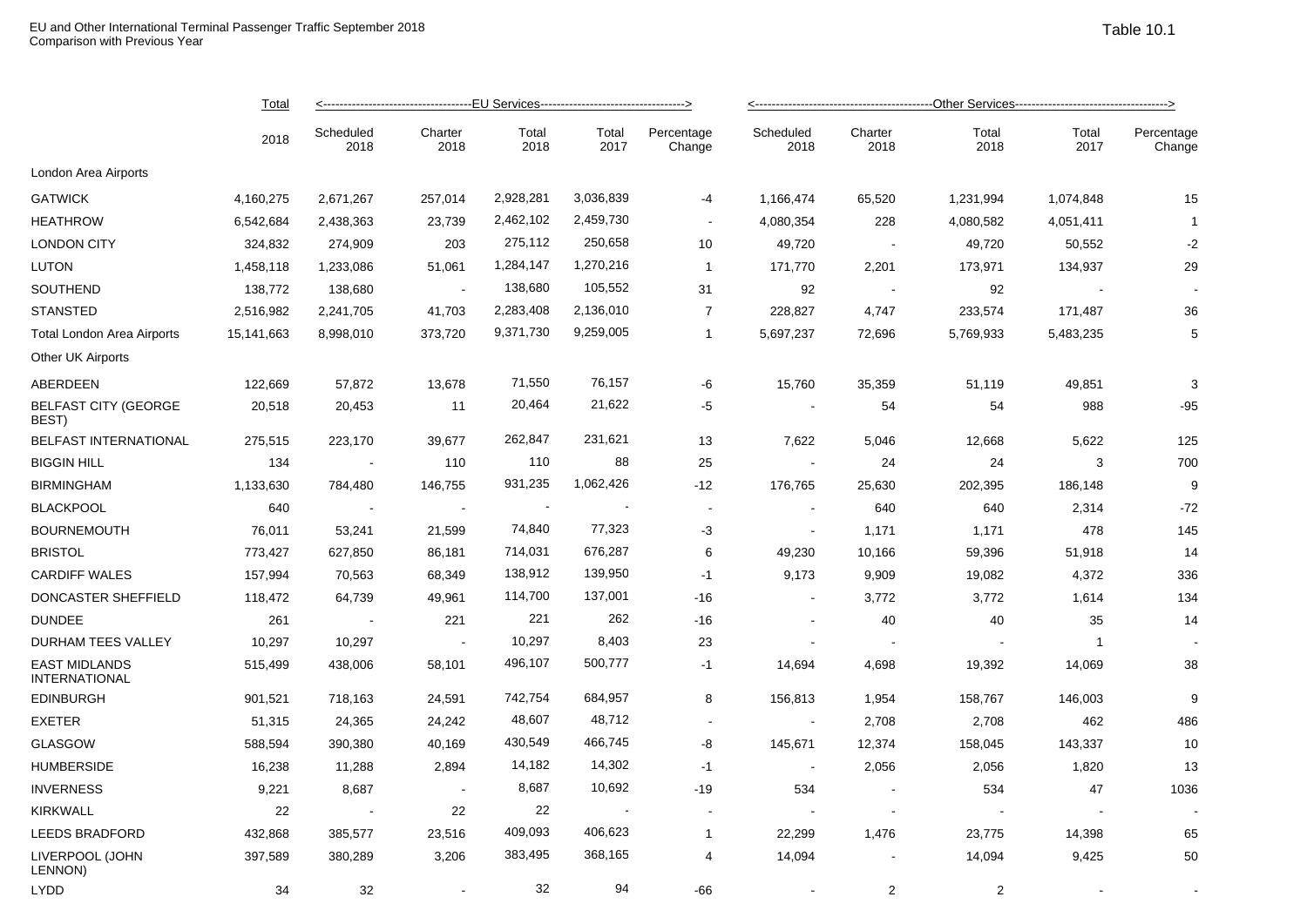EU and Other International Terminal Passenger Traffic September 2018
Comparison with Previous Year

Table 10.1

| | Total | <---EU Services---> | | | | | <---Other Services---> | | | | |
|---|---|---|---|---|---|---|---|---|---|---|---|
| | 2018 | Scheduled 2018 | Charter 2018 | Total 2018 | Total 2017 | Percentage Change | Scheduled 2018 | Charter 2018 | Total 2018 | Total 2017 | Percentage Change |
| London Area Airports | | | | | | | | | | | |
| GATWICK | 4,160,275 | 2,671,267 | 257,014 | 2,928,281 | 3,036,839 | -4 | 1,166,474 | 65,520 | 1,231,994 | 1,074,848 | 15 |
| HEATHROW | 6,542,684 | 2,438,363 | 23,739 | 2,462,102 | 2,459,730 | - | 4,080,354 | 228 | 4,080,582 | 4,051,411 | 1 |
| LONDON CITY | 324,832 | 274,909 | 203 | 275,112 | 250,658 | 10 | 49,720 | - | 49,720 | 50,552 | -2 |
| LUTON | 1,458,118 | 1,233,086 | 51,061 | 1,284,147 | 1,270,216 | 1 | 171,770 | 2,201 | 173,971 | 134,937 | 29 |
| SOUTHEND | 138,772 | 138,680 | - | 138,680 | 105,552 | 31 | 92 | - | 92 | - | - |
| STANSTED | 2,516,982 | 2,241,705 | 41,703 | 2,283,408 | 2,136,010 | 7 | 228,827 | 4,747 | 233,574 | 171,487 | 36 |
| Total London Area Airports | 15,141,663 | 8,998,010 | 373,720 | 9,371,730 | 9,259,005 | 1 | 5,697,237 | 72,696 | 5,769,933 | 5,483,235 | 5 |
| Other UK Airports | | | | | | | | | | | |
| ABERDEEN | 122,669 | 57,872 | 13,678 | 71,550 | 76,157 | -6 | 15,760 | 35,359 | 51,119 | 49,851 | 3 |
| BELFAST CITY (GEORGE BEST) | 20,518 | 20,453 | 11 | 20,464 | 21,622 | -5 | - | 54 | 54 | 988 | -95 |
| BELFAST INTERNATIONAL | 275,515 | 223,170 | 39,677 | 262,847 | 231,621 | 13 | 7,622 | 5,046 | 12,668 | 5,622 | 125 |
| BIGGIN HILL | 134 | - | 110 | 110 | 88 | 25 | - | 24 | 24 | 3 | 700 |
| BIRMINGHAM | 1,133,630 | 784,480 | 146,755 | 931,235 | 1,062,426 | -12 | 176,765 | 25,630 | 202,395 | 186,148 | 9 |
| BLACKPOOL | 640 | - | - | - | - | - | - | 640 | 640 | 2,314 | -72 |
| BOURNEMOUTH | 76,011 | 53,241 | 21,599 | 74,840 | 77,323 | -3 | - | 1,171 | 1,171 | 478 | 145 |
| BRISTOL | 773,427 | 627,850 | 86,181 | 714,031 | 676,287 | 6 | 49,230 | 10,166 | 59,396 | 51,918 | 14 |
| CARDIFF WALES | 157,994 | 70,563 | 68,349 | 138,912 | 139,950 | -1 | 9,173 | 9,909 | 19,082 | 4,372 | 336 |
| DONCASTER SHEFFIELD | 118,472 | 64,739 | 49,961 | 114,700 | 137,001 | -16 | - | 3,772 | 3,772 | 1,614 | 134 |
| DUNDEE | 261 | - | 221 | 221 | 262 | -16 | - | 40 | 40 | 35 | 14 |
| DURHAM TEES VALLEY | 10,297 | 10,297 | - | 10,297 | 8,403 | 23 | - | - | - | 1 | - |
| EAST MIDLANDS INTERNATIONAL | 515,499 | 438,006 | 58,101 | 496,107 | 500,777 | -1 | 14,694 | 4,698 | 19,392 | 14,069 | 38 |
| EDINBURGH | 901,521 | 718,163 | 24,591 | 742,754 | 684,957 | 8 | 156,813 | 1,954 | 158,767 | 146,003 | 9 |
| EXETER | 51,315 | 24,365 | 24,242 | 48,607 | 48,712 | - | - | 2,708 | 2,708 | 462 | 486 |
| GLASGOW | 588,594 | 390,380 | 40,169 | 430,549 | 466,745 | -8 | 145,671 | 12,374 | 158,045 | 143,337 | 10 |
| HUMBERSIDE | 16,238 | 11,288 | 2,894 | 14,182 | 14,302 | -1 | - | 2,056 | 2,056 | 1,820 | 13 |
| INVERNESS | 9,221 | 8,687 | - | 8,687 | 10,692 | -19 | 534 | - | 534 | 47 | 1036 |
| KIRKWALL | 22 | - | 22 | 22 | - | - | - | - | - | - | - |
| LEEDS BRADFORD | 432,868 | 385,577 | 23,516 | 409,093 | 406,623 | 1 | 22,299 | 1,476 | 23,775 | 14,398 | 65 |
| LIVERPOOL (JOHN LENNON) | 397,589 | 380,289 | 3,206 | 383,495 | 368,165 | 4 | 14,094 | - | 14,094 | 9,425 | 50 |
| LYDD | 34 | 32 | - | 32 | 94 | -66 | - | 2 | 2 | - | - |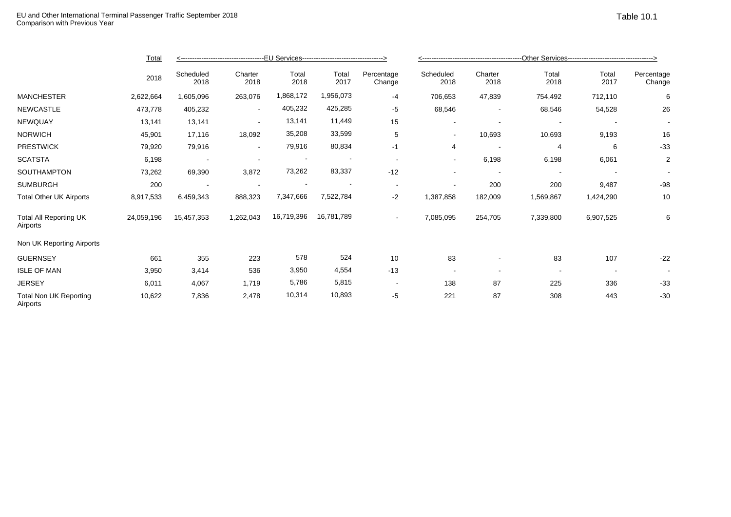EU and Other International Terminal Passenger Traffic September 2018
Comparison with Previous Year

Table 10.1

| | Total | EU Services | | | | | Other Services | | | | |
|---|---|---|---|---|---|---|---|---|---|---|---|
| | 2018 | Scheduled 2018 | Charter 2018 | Total 2018 | Total 2017 | Percentage Change | Scheduled 2018 | Charter 2018 | Total 2018 | Total 2017 | Percentage Change |
| MANCHESTER | 2,622,664 | 1,605,096 | 263,076 | 1,868,172 | 1,956,073 | -4 | 706,653 | 47,839 | 754,492 | 712,110 | 6 |
| NEWCASTLE | 473,778 | 405,232 | - | 405,232 | 425,285 | -5 | 68,546 | - | 68,546 | 54,528 | 26 |
| NEWQUAY | 13,141 | 13,141 | - | 13,141 | 11,449 | 15 | - | - | - | - | - |
| NORWICH | 45,901 | 17,116 | 18,092 | 35,208 | 33,599 | 5 | - | 10,693 | 10,693 | 9,193 | 16 |
| PRESTWICK | 79,920 | 79,916 | - | 79,916 | 80,834 | -1 | 4 | - | 4 | 6 | -33 |
| SCATSTA | 6,198 | - | - | - | - | - | - | 6,198 | 6,198 | 6,061 | 2 |
| SOUTHAMPTON | 73,262 | 69,390 | 3,872 | 73,262 | 83,337 | -12 | - | - | - | - | - |
| SUMBURGH | 200 | - | - | - | - | - | - | 200 | 200 | 9,487 | -98 |
| Total Other UK Airports | 8,917,533 | 6,459,343 | 888,323 | 7,347,666 | 7,522,784 | -2 | 1,387,858 | 182,009 | 1,569,867 | 1,424,290 | 10 |
| Total All Reporting UK Airports | 24,059,196 | 15,457,353 | 1,262,043 | 16,719,396 | 16,781,789 | - | 7,085,095 | 254,705 | 7,339,800 | 6,907,525 | 6 |
| Non UK Reporting Airports | | | | | | | | | | | |
| GUERNSEY | 661 | 355 | 223 | 578 | 524 | 10 | 83 | - | 83 | 107 | -22 |
| ISLE OF MAN | 3,950 | 3,414 | 536 | 3,950 | 4,554 | -13 | - | - | - | - | - |
| JERSEY | 6,011 | 4,067 | 1,719 | 5,786 | 5,815 | - | 138 | 87 | 225 | 336 | -33 |
| Total Non UK Reporting Airports | 10,622 | 7,836 | 2,478 | 10,314 | 10,893 | -5 | 221 | 87 | 308 | 443 | -30 |